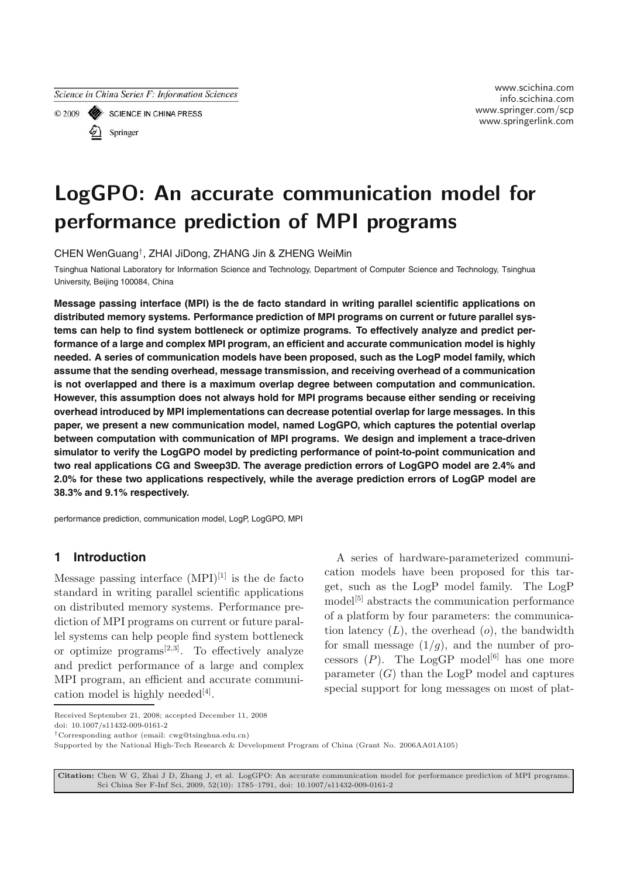# LogGPO: An accurate communication model for performance prediction of MPI programs

CHEN WenGuang†, ZHAI JiDong, ZHANG Jin & ZHENG WeiMin

Tsinghua National Laboratory for Information Science and Technology, Department of Computer Science and Technology, Tsinghua University, Beijing 100084, China

**Message passing interface (MPI) is the de facto standard in writing parallel scientific applications on distributed memory systems. Performance prediction of MPI programs on current or future parallel systems can help to find system bottleneck or optimize programs. To effectively analyze and predict performance of a large and complex MPI program, an efficient and accurate communication model is highly needed. A series of communication models have been proposed, such as the LogP model family, which assume that the sending overhead, message transmission, and receiving overhead of a communication is not overlapped and there is a maximum overlap degree between computation and communication. However, this assumption does not always hold for MPI programs because either sending or receiving overhead introduced by MPI implementations can decrease potential overlap for large messages. In this paper, we present a new communication model, named LogGPO, which captures the potential overlap between computation with communication of MPI programs. We design and implement a trace-driven simulator to verify the LogGPO model by predicting performance of point-to-point communication and two real applications CG and Sweep3D. The average prediction errors of LogGPO model are 2.4% and 2.0% for these two applications respectively, while the average prediction errors of LogGP model are 38.3% and 9.1% respectively.**

performance prediction, communication model, LogP, LogGPO, MPI

## 1 Introduction

Message passing interface (MPI)[1] is the de facto standard in writing parallel scientific applications on distributed memory systems. Performance prediction of MPI programs on current or future parallel systems can help people find system bottleneck or optimize programs[2,3]. To effectively analyze and predict performance of a large and complex MPI program, an efficient and accurate communication model is highly needed[4].

A series of hardware-parameterized communication models have been proposed for this target, such as the LogP model family. The LogP model[5] abstracts the communication performance of a platform by four parameters: the communication latency ($L$), the overhead ($o$), the bandwidth for small message ($1/g$), and the number of processors ($P$). The LogGP model[6] has one more parameter ($G$) than the LogP model and captures special support for long messages on most of plat-

Received September 21, 2008; accepted December 11, 2008

doi: 10.1007/s11432-009-0161-2

†Corresponding author (email: cwg@tsinghua.edu.cn)

Supported by the National High-Tech Research & Development Program of China (Grant No. 2006AA01A105)

**Citation:** Chen W G, Zhai J D, Zhang J, et al. LogGPO: An accurate communication model for performance prediction of MPI programs. Sci China Ser F-Inf Sci, 2009, 52(10): 1785–1791, doi: 10.1007/s11432-009-0161-2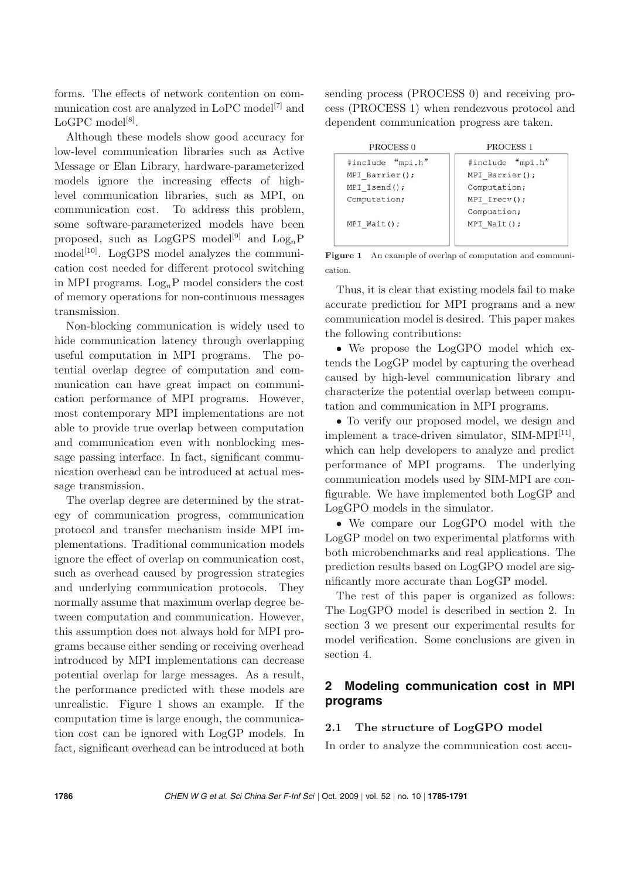forms. The effects of network contention on communication cost are analyzed in LoPC model[7] and LoGPC model[8].

Although these models show good accuracy for low-level communication libraries such as Active Message or Elan Library, hardware-parameterized models ignore the increasing effects of high-level communication libraries, such as MPI, on communication cost. To address this problem, some software-parameterized models have been proposed, such as LogGPS model[9] and $\mathrm{Log}_n\mathrm{P}$ model[10]. LogGPS model analyzes the communication cost needed for different protocol switching in MPI programs. $\mathrm{Log}_n\mathrm{P}$ model considers the cost of memory operations for non-continuous messages transmission.

Non-blocking communication is widely used to hide communication latency through overlapping useful computation in MPI programs. The potential overlap degree of computation and communication can have great impact on communication performance of MPI programs. However, most contemporary MPI implementations are not able to provide true overlap between computation and communication even with nonblocking message passing interface. In fact, significant communication overhead can be introduced at actual message transmission.

The overlap degree are determined by the strategy of communication progress, communication protocol and transfer mechanism inside MPI implementations. Traditional communication models ignore the effect of overlap on communication cost, such as overhead caused by progression strategies and underlying communication protocols. They normally assume that maximum overlap degree between computation and communication. However, this assumption does not always hold for MPI programs because either sending or receiving overhead introduced by MPI implementations can decrease potential overlap for large messages. As a result, the performance predicted with these models are unrealistic. Figure 1 shows an example. If the computation time is large enough, the communication cost can be ignored with LogGP models. In fact, significant overhead can be introduced at both sending process (PROCESS 0) and receiving process (PROCESS 1) when rendezvous protocol and dependent communication progress are taken.

| PROCESS 0 | PROCESS 1 |
|---|---|
| #include "mpi.h" | #include "mpi.h" |
| MPI_Barrier(); | MPI_Barrier(); |
| MPI_Isend(); | Computation; |
| Computation; | MPI_Irecv(); |
| | Compuation; |
| MPI_Wait(); | MPI_Wait(); |

**Figure 1** An example of overlap of computation and communication.

Thus, it is clear that existing models fail to make accurate prediction for MPI programs and a new communication model is desired. This paper makes the following contributions:

- We propose the LogGPO model which extends the LogGP model by capturing the overhead caused by high-level communication library and characterize the potential overlap between computation and communication in MPI programs.
- To verify our proposed model, we design and implement a trace-driven simulator, SIM-MPI[11], which can help developers to analyze and predict performance of MPI programs. The underlying communication models used by SIM-MPI are configurable. We have implemented both LogGP and LogGPO models in the simulator.
- We compare our LogGPO model with the LogGP model on two experimental platforms with both microbenchmarks and real applications. The prediction results based on LogGPO model are significantly more accurate than LogGP model.

The rest of this paper is organized as follows: The LogGPO model is described in section 2. In section 3 we present our experimental results for model verification. Some conclusions are given in section 4.

## 2 Modeling communication cost in MPI programs

### 2.1 The structure of LogGPO model

In order to analyze the communication cost accu-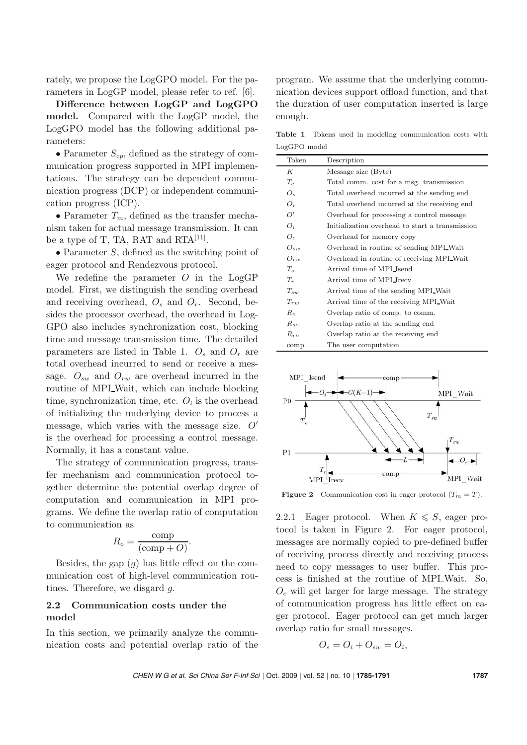rately, we propose the LogGPO model. For the parameters in LogGP model, please refer to ref. [6].

**Difference between LogGP and LogGPO model.** Compared with the LogGP model, the LogGPO model has the following additional parameters:

- Parameter $S_{cp}$, defined as the strategy of communication progress supported in MPI implementations. The strategy can be dependent communication progress (DCP) or independent communication progress (ICP).
- Parameter $T_m$, defined as the transfer mechanism taken for actual message transmission. It can be a type of T, TA, RAT and RTA[11].
- Parameter $S$, defined as the switching point of eager protocol and Rendezvous protocol.

We redefine the parameter $O$ in the LogGP model. First, we distinguish the sending overhead and receiving overhead, $O_s$ and $O_r$. Second, besides the processor overhead, the overhead in LogGPO also includes synchronization cost, blocking time and message transmission time. The detailed parameters are listed in Table 1. $O_s$ and $O_r$ are total overhead incurred to send or receive a message. $O_{sw}$ and $O_{rw}$ are overhead incurred in the routine of MPI_Wait, which can include blocking time, synchronization time, etc. $O_i$ is the overhead of initializing the underlying device to process a message, which varies with the message size. $O'$ is the overhead for processing a control message. Normally, it has a constant value.

The strategy of communication progress, transfer mechanism and communication protocol together determine the potential overlap degree of computation and communication in MPI programs. We define the overlap ratio of computation to communication as

$$R_o = \frac{\text{comp}}{(\text{comp} + O)}.$$

Besides, the gap ($g$) has little effect on the communication cost of high-level communication routines. Therefore, we disgard $g$.

### 2.2 Communication costs under the model

In this section, we primarily analyze the communication costs and potential overlap ratio of the program. We assume that the underlying communication devices support offload function, and that the duration of user computation inserted is large enough.

**Table 1** Tokens used in modeling communication costs with LogGPO model

| Token | Description |
|---|---|
| $K$ | Message size (Byte) |
| $T_c$ | Total comm. cost for a msg. transmission |
| $O_s$ | Total overhead incurred at the sending end |
| $O_r$ | Total overhead incurred at the receiving end |
| $O'$ | Overhead for processing a control message |
| $O_i$ | Initialization overhead to start a transmission |
| $O_c$ | Overhead for memory copy |
| $O_{sw}$ | Overhead in routine of sending MPI_Wait |
| $O_{rw}$ | Overhead in routine of receiving MPI_Wait |
| $T_s$ | Arrival time of MPI_Isend |
| $T_r$ | Arrival time of MPI_Irecv |
| $T_{sw}$ | Arrival time of the sending MPI_Wait |
| $T_{rw}$ | Arrival time of the receiving MPI_Wait |
| $R_o$ | Overlap ratio of comp. to comm. |
| $R_{so}$ | Overlap ratio at the sending end |
| $R_{ro}$ | Overlap ratio at the receiving end |
| comp | The user computation |

**Figure 2** Communication cost in eager protocol ($T_m = T$).

2.2.1 Eager protocol. When $K \leqslant S$, eager protocol is taken in Figure 2. For eager protocol, messages are normally copied to pre-defined buffer of receiving process directly and receiving process need to copy messages to user buffer. This process is finished at the routine of MPI_Wait. So, $O_c$ will get larger for large message. The strategy of communication progress has little effect on eager protocol. Eager protocol can get much larger overlap ratio for small messages.

$$O_s = O_i + O_{sw} = O_i,$$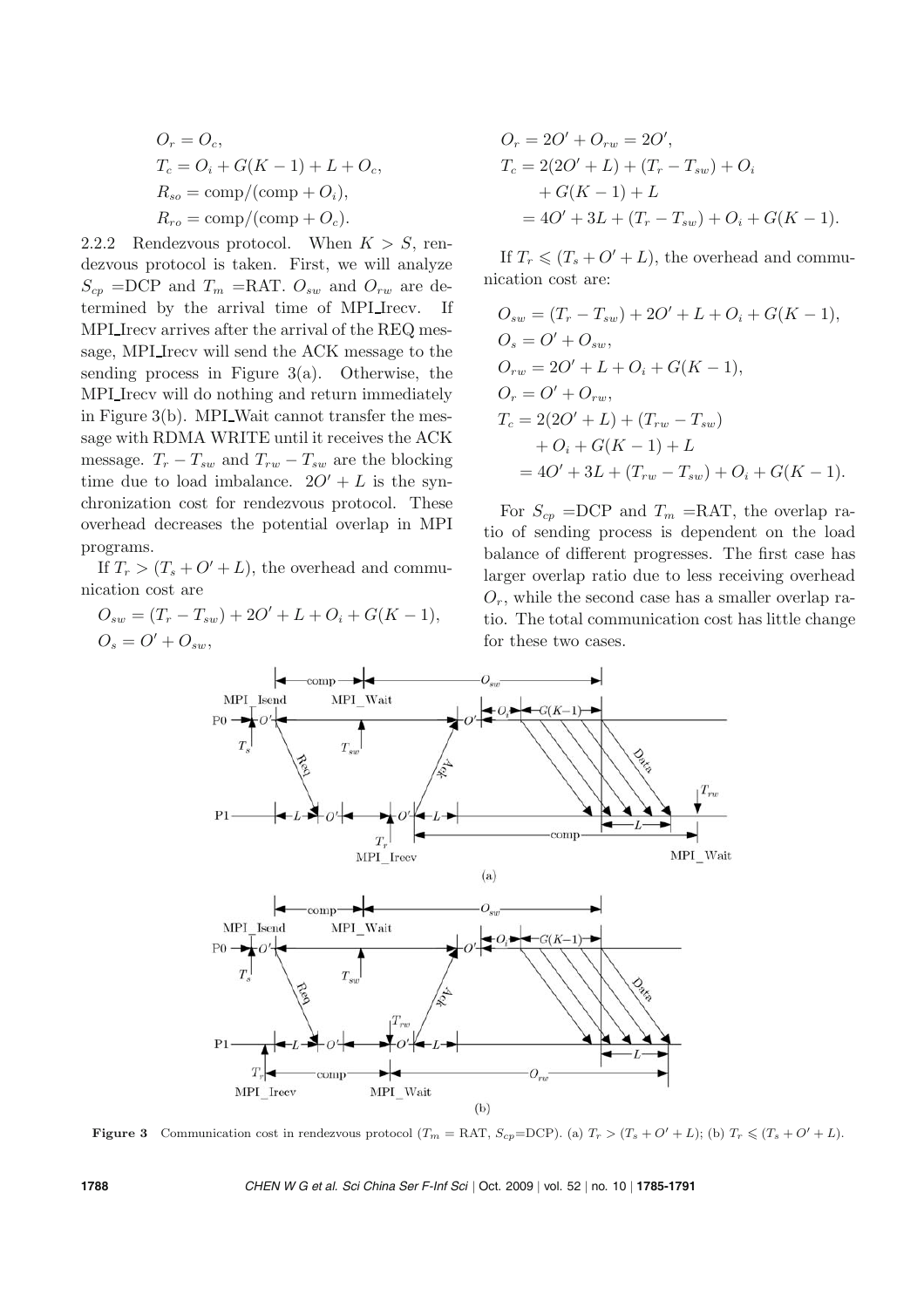$$
\begin{aligned}
O_r &= O_c, \\
T_c &= O_i + G(K-1) + L + O_c, \\
R_{so} &= \text{comp}/(\text{comp} + O_i), \\
R_{ro} &= \text{comp}/(\text{comp} + O_c).
\end{aligned}
$$

2.2.2 Rendezvous protocol. When $K > S$, rendezvous protocol is taken. First, we will analyze $S_{cp}$ =DCP and $T_m$ =RAT. $O_{sw}$ and $O_{rw}$ are determined by the arrival time of MPI_Irecv. If MPI_Irecv arrives after the arrival of the REQ message, MPI_Irecv will send the ACK message to the sending process in Figure 3(a). Otherwise, the MPI_Irecv will do nothing and return immediately in Figure 3(b). MPI_Wait cannot transfer the message with RDMA WRITE until it receives the ACK message. $T_r - T_{sw}$ and $T_{rw} - T_{sw}$ are the blocking time due to load imbalance. $2O' + L$ is the synchronization cost for rendezvous protocol. These overhead decreases the potential overlap in MPI programs.

If $T_r > (T_s + O' + L)$, the overhead and communication cost are

$$
\begin{aligned}
O_{sw} &= (T_r - T_{sw}) + 2O' + L + O_i + G(K-1), \\
O_s &= O' + O_{sw}, \\
O_r &= 2O' + O_{rw} = 2O', \\
T_c &= 2(2O' + L) + (T_r - T_{sw}) + O_i \\
&\quad + G(K-1) + L \\
&= 4O' + 3L + (T_r - T_{sw}) + O_i + G(K-1).
\end{aligned}
$$

If $T_r \leqslant (T_s + O' + L)$, the overhead and communication cost are:

$$
\begin{aligned}
O_{sw} &= (T_r - T_{sw}) + 2O' + L + O_i + G(K-1), \\
O_s &= O' + O_{sw}, \\
O_{rw} &= 2O' + L + O_i + G(K-1), \\
O_r &= O' + O_{rw}, \\
T_c &= 2(2O' + L) + (T_{rw} - T_{sw}) \\
&\quad + O_i + G(K-1) + L \\
&= 4O' + 3L + (T_{rw} - T_{sw}) + O_i + G(K-1).
\end{aligned}
$$

For $S_{cp}$ =DCP and $T_m$ =RAT, the overlap ratio of sending process is dependent on the load balance of different progresses. The first case has larger overlap ratio due to less receiving overhead $O_r$, while the second case has a smaller overlap ratio. The total communication cost has little change for these two cases.

**Figure 3** Communication cost in rendezvous protocol ($T_m$ = RAT, $S_{cp}$=DCP). (a) $T_r > (T_s + O' + L)$; (b) $T_r \leqslant (T_s + O' + L)$.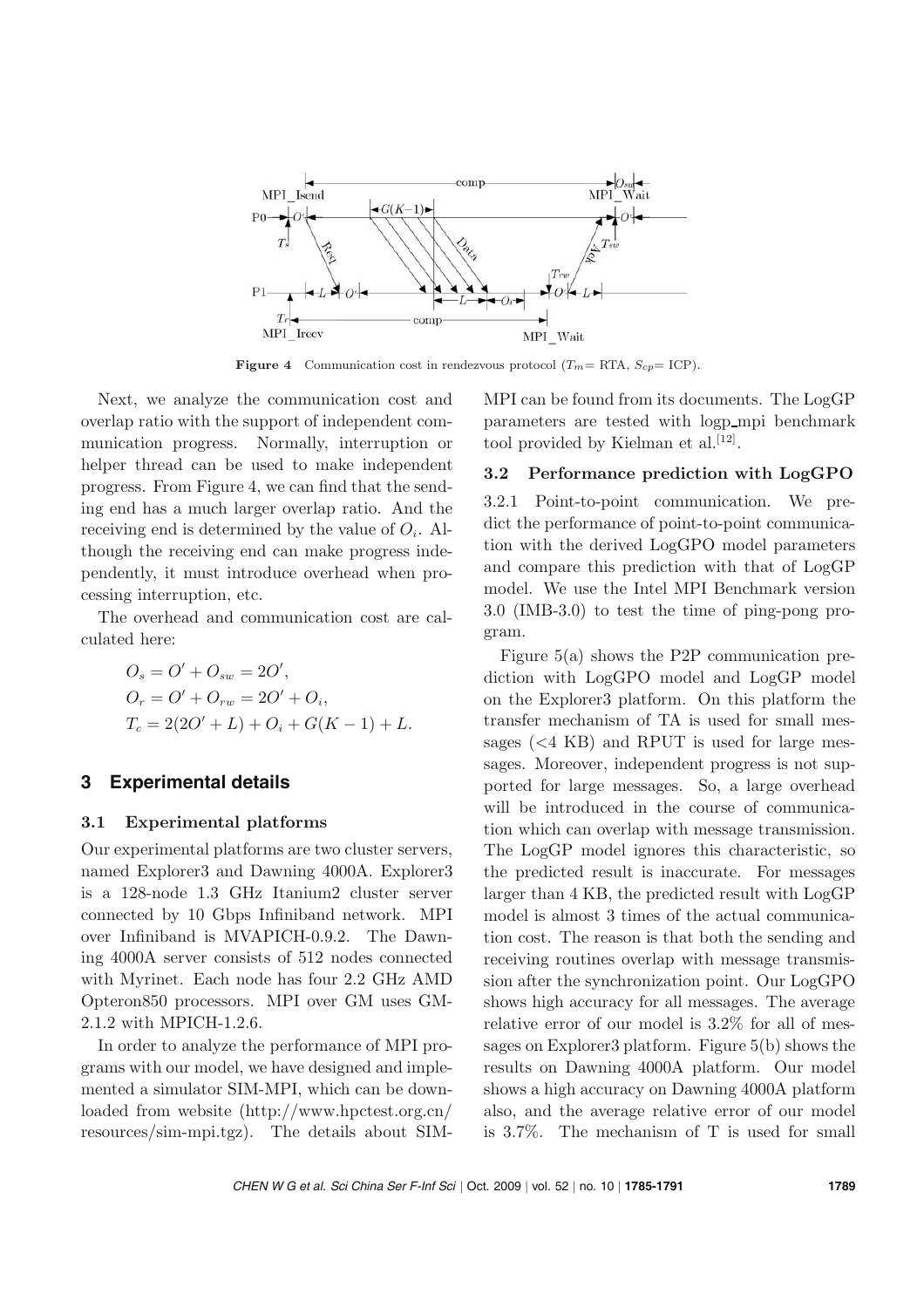**Figure 4** Communication cost in rendezvous protocol ($T_m$= RTA, $S_{cp}$= ICP).

Next, we analyze the communication cost and overlap ratio with the support of independent communication progress. Normally, interruption or helper thread can be used to make independent progress. From Figure 4, we can find that the sending end has a much larger overlap ratio. And the receiving end is determined by the value of $O_i$. Although the receiving end can make progress independently, it must introduce overhead when processing interruption, etc.

The overhead and communication cost are calculated here:

$$O_s = O' + O_{sw} = 2O',$$
$$O_r = O' + O_{rw} = 2O' + O_i,$$
$$T_c = 2(2O' + L) + O_i + G(K-1) + L.$$

## 3 Experimental details

### 3.1 Experimental platforms

Our experimental platforms are two cluster servers, named Explorer3 and Dawning 4000A. Explorer3 is a 128-node 1.3 GHz Itanium2 cluster server connected by 10 Gbps Infiniband network. MPI over Infiniband is MVAPICH-0.9.2. The Dawning 4000A server consists of 512 nodes connected with Myrinet. Each node has four 2.2 GHz AMD Opteron850 processors. MPI over GM uses GM-2.1.2 with MPICH-1.2.6.

In order to analyze the performance of MPI programs with our model, we have designed and implemented a simulator SIM-MPI, which can be downloaded from website (http://www.hpctest.org.cn/resources/sim-mpi.tgz). The details about SIM-MPI can be found from its documents. The LogGP parameters are tested with logp_mpi benchmark tool provided by Kielman et al.[12].

### 3.2 Performance prediction with LogGPO

3.2.1 Point-to-point communication. We predict the performance of point-to-point communication with the derived LogGPO model parameters and compare this prediction with that of LogGP model. We use the Intel MPI Benchmark version 3.0 (IMB-3.0) to test the time of ping-pong program.

Figure 5(a) shows the P2P communication prediction with LogGPO model and LogGP model on the Explorer3 platform. On this platform the transfer mechanism of TA is used for small messages (<4 KB) and RPUT is used for large messages. Moreover, independent progress is not supported for large messages. So, a large overhead will be introduced in the course of communication which can overlap with message transmission. The LogGP model ignores this characteristic, so the predicted result is inaccurate. For messages larger than 4 KB, the predicted result with LogGP model is almost 3 times of the actual communication cost. The reason is that both the sending and receiving routines overlap with message transmission after the synchronization point. Our LogGPO shows high accuracy for all messages. The average relative error of our model is 3.2% for all of messages on Explorer3 platform. Figure 5(b) shows the results on Dawning 4000A platform. Our model shows a high accuracy on Dawning 4000A platform also, and the average relative error of our model is 3.7%. The mechanism of T is used for small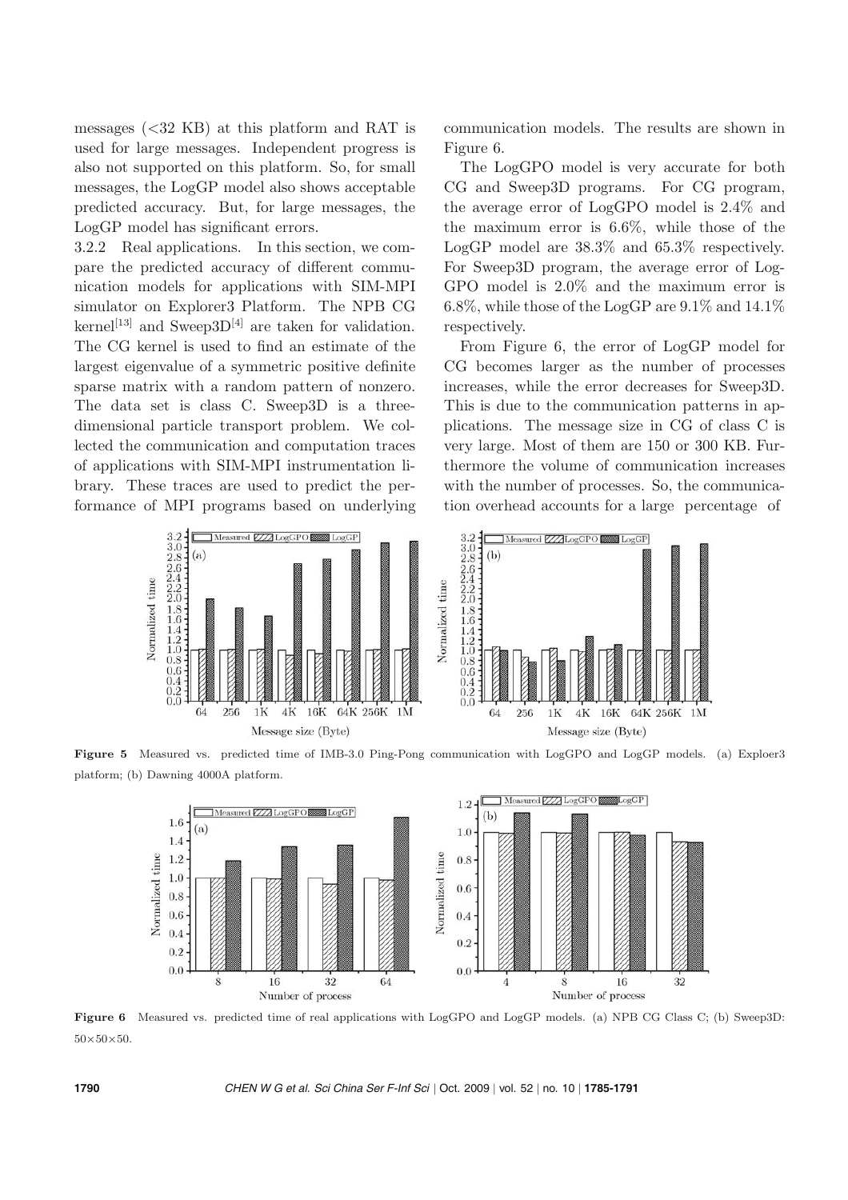messages (<32 KB) at this platform and RAT is used for large messages. Independent progress is also not supported on this platform. So, for small messages, the LogGP model also shows acceptable predicted accuracy. But, for large messages, the LogGP model has significant errors.

3.2.2 Real applications. In this section, we compare the predicted accuracy of different communication models for applications with SIM-MPI simulator on Explorer3 Platform. The NPB CG kernel[13] and Sweep3D[4] are taken for validation. The CG kernel is used to find an estimate of the largest eigenvalue of a symmetric positive definite sparse matrix with a random pattern of nonzero. The data set is class C. Sweep3D is a three-dimensional particle transport problem. We collected the communication and computation traces of applications with SIM-MPI instrumentation library. These traces are used to predict the performance of MPI programs based on underlying communication models. The results are shown in Figure 6.

The LogGPO model is very accurate for both CG and Sweep3D programs. For CG program, the average error of LogGPO model is 2.4% and the maximum error is 6.6%, while those of the LogGP model are 38.3% and 65.3% respectively. For Sweep3D program, the average error of LogGPO model is 2.0% and the maximum error is 6.8%, while those of the LogGP are 9.1% and 14.1% respectively.

From Figure 6, the error of LogGP model for CG becomes larger as the number of processes increases, while the error decreases for Sweep3D. This is due to the communication patterns in applications. The message size in CG of class C is very large. Most of them are 150 or 300 KB. Furthermore the volume of communication increases with the number of processes. So, the communication overhead accounts for a large percentage of

**Figure 5** Measured vs. predicted time of IMB-3.0 Ping-Pong communication with LogGPO and LogGP models. (a) Exploer3 platform; (b) Dawning 4000A platform.

**Figure 6** Measured vs. predicted time of real applications with LogGPO and LogGP models. (a) NPB CG Class C; (b) Sweep3D: 50×50×50.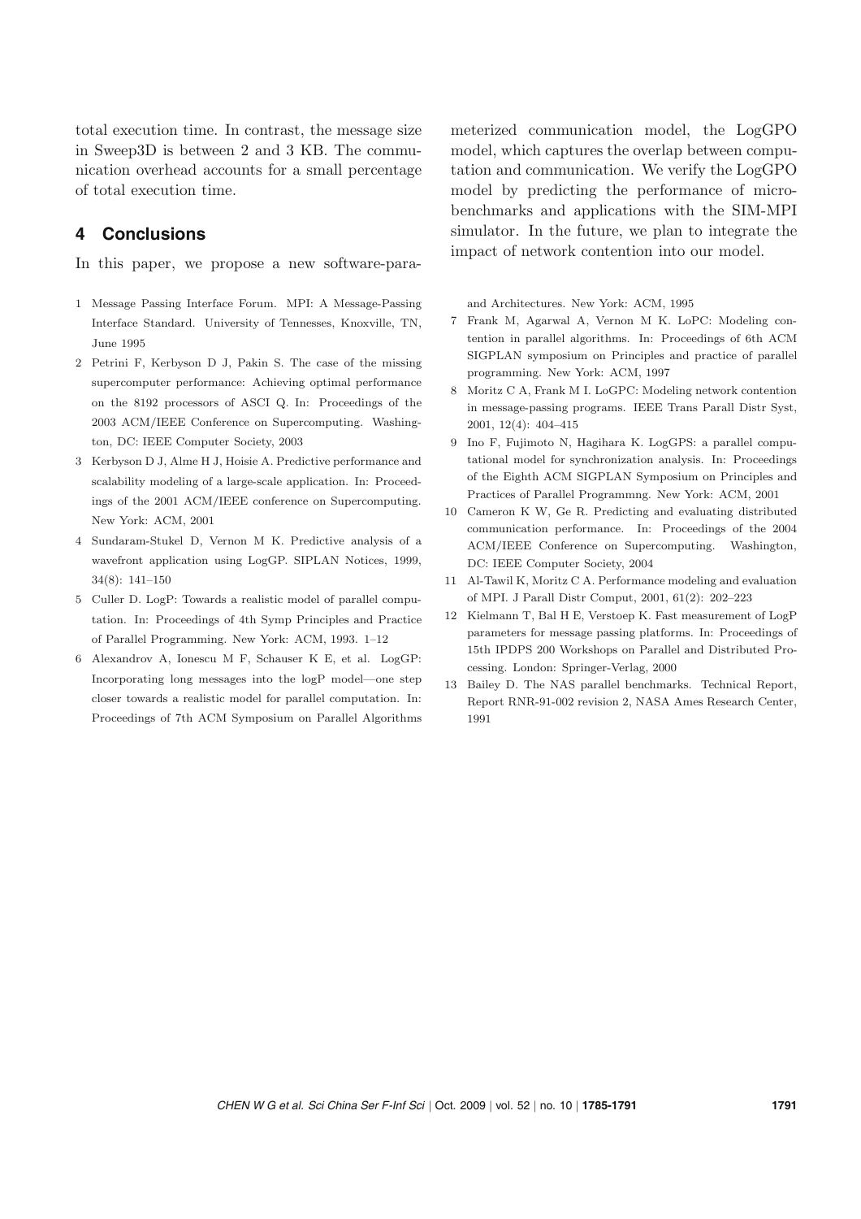total execution time. In contrast, the message size in Sweep3D is between 2 and 3 KB. The communication overhead accounts for a small percentage of total execution time.

## 4 Conclusions

In this paper, we propose a new software-parameterized communication model, the LogGPO model, which captures the overlap between computation and communication. We verify the LogGPO model by predicting the performance of micro-benchmarks and applications with the SIM-MPI simulator. In the future, we plan to integrate the impact of network contention into our model.

1 Message Passing Interface Forum. MPI: A Message-Passing Interface Standard. University of Tennesses, Knoxville, TN, June 1995

2 Petrini F, Kerbyson D J, Pakin S. The case of the missing supercomputer performance: Achieving optimal performance on the 8192 processors of ASCI Q. In: Proceedings of the 2003 ACM/IEEE Conference on Supercomputing. Washington, DC: IEEE Computer Society, 2003

3 Kerbyson D J, Alme H J, Hoisie A. Predictive performance and scalability modeling of a large-scale application. In: Proceedings of the 2001 ACM/IEEE conference on Supercomputing. New York: ACM, 2001

4 Sundaram-Stukel D, Vernon M K. Predictive analysis of a wavefront application using LogGP. SIPLAN Notices, 1999, 34(8): 141–150

5 Culler D. LogP: Towards a realistic model of parallel computation. In: Proceedings of 4th Symp Principles and Practice of Parallel Programming. New York: ACM, 1993. 1–12

6 Alexandrov A, Ionescu M F, Schauser K E, et al. LogGP: Incorporating long messages into the logP model—one step closer towards a realistic model for parallel computation. In: Proceedings of 7th ACM Symposium on Parallel Algorithms and Architectures. New York: ACM, 1995

7 Frank M, Agarwal A, Vernon M K. LoPC: Modeling contention in parallel algorithms. In: Proceedings of 6th ACM SIGPLAN symposium on Principles and practice of parallel programming. New York: ACM, 1997

8 Moritz C A, Frank M I. LoGPC: Modeling network contention in message-passing programs. IEEE Trans Parall Distr Syst, 2001, 12(4): 404–415

9 Ino F, Fujimoto N, Hagihara K. LogGPS: a parallel computational model for synchronization analysis. In: Proceedings of the Eighth ACM SIGPLAN Symposium on Principles and Practices of Parallel Programmng. New York: ACM, 2001

10 Cameron K W, Ge R. Predicting and evaluating distributed communication performance. In: Proceedings of the 2004 ACM/IEEE Conference on Supercomputing. Washington, DC: IEEE Computer Society, 2004

11 Al-Tawil K, Moritz C A. Performance modeling and evaluation of MPI. J Parall Distr Comput, 2001, 61(2): 202–223

12 Kielmann T, Bal H E, Verstoep K. Fast measurement of LogP parameters for message passing platforms. In: Proceedings of 15th IPDPS 200 Workshops on Parallel and Distributed Processing. London: Springer-Verlag, 2000

13 Bailey D. The NAS parallel benchmarks. Technical Report, Report RNR-91-002 revision 2, NASA Ames Research Center, 1991